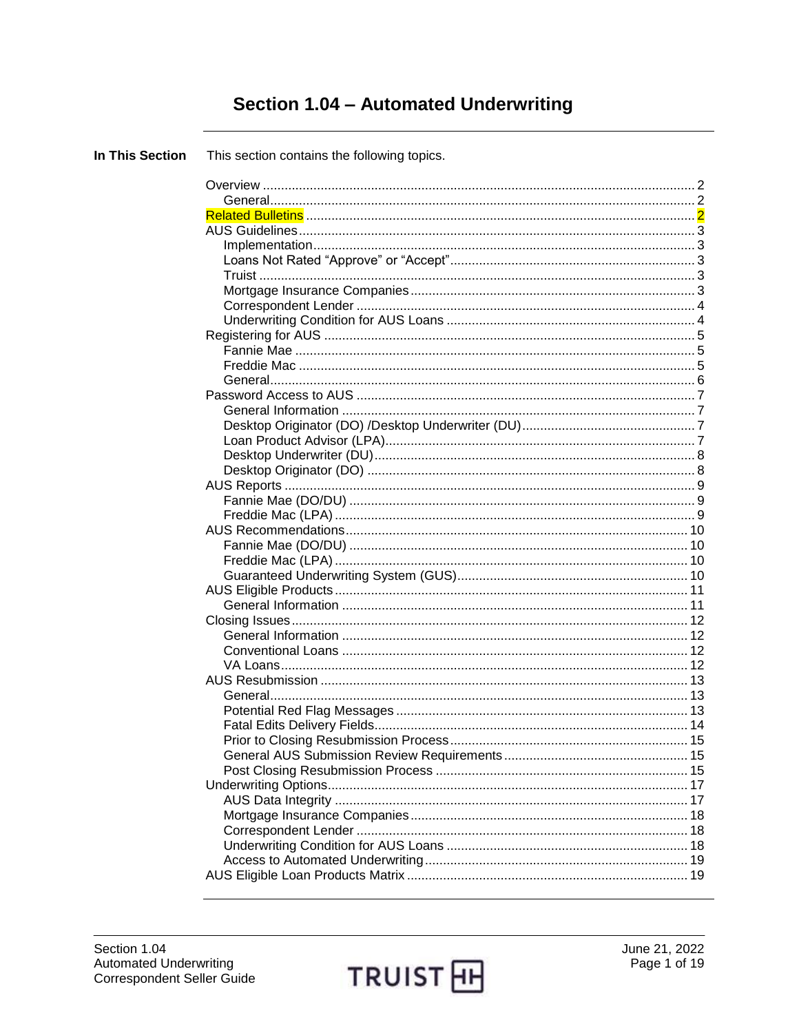# Section 1.04 – Automated Underwriting

**In This Section** This section contains the following topics.

| Topic | Page |
|---|---|
| Overview | 2 |
|     General | 2 |
| Related Bulletins | 2 |
| AUS Guidelines | 3 |
|     Implementation | 3 |
|     Loans Not Rated "Approve" or "Accept" | 3 |
|     Truist | 3 |
|     Mortgage Insurance Companies | 3 |
|     Correspondent Lender | 4 |
|     Underwriting Condition for AUS Loans | 4 |
| Registering for AUS | 5 |
|     Fannie Mae | 5 |
|     Freddie Mac | 5 |
|     General | 6 |
| Password Access to AUS | 7 |
|     General Information | 7 |
|     Desktop Originator (DO) /Desktop Underwriter (DU) | 7 |
|     Loan Product Advisor (LPA) | 7 |
|     Desktop Underwriter (DU) | 8 |
|     Desktop Originator (DO) | 8 |
| AUS Reports | 9 |
|     Fannie Mae (DO/DU) | 9 |
|     Freddie Mac (LPA) | 9 |
| AUS Recommendations | 10 |
|     Fannie Mae (DO/DU) | 10 |
|     Freddie Mac (LPA) | 10 |
|     Guaranteed Underwriting System (GUS) | 10 |
| AUS Eligible Products | 11 |
|     General Information | 11 |
| Closing Issues | 12 |
|     General Information | 12 |
|     Conventional Loans | 12 |
|     VA Loans | 12 |
| AUS Resubmission | 13 |
|     General | 13 |
|     Potential Red Flag Messages | 13 |
|     Fatal Edits Delivery Fields | 14 |
|     Prior to Closing Resubmission Process | 15 |
|     General AUS Submission Review Requirements | 15 |
|     Post Closing Resubmission Process | 15 |
| Underwriting Options | 17 |
|     AUS Data Integrity | 17 |
|     Mortgage Insurance Companies | 18 |
|     Correspondent Lender | 18 |
|     Underwriting Condition for AUS Loans | 18 |
|     Access to Automated Underwriting | 19 |
| AUS Eligible Loan Products Matrix | 19 |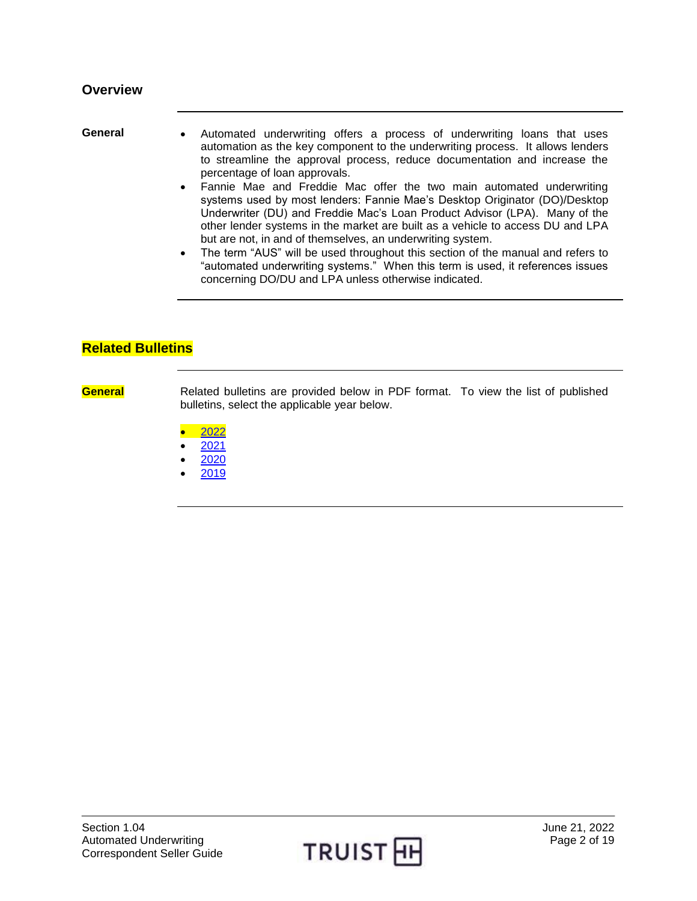## Overview

**General**

- Automated underwriting offers a process of underwriting loans that uses automation as the key component to the underwriting process. It allows lenders to streamline the approval process, reduce documentation and increase the percentage of loan approvals.
- Fannie Mae and Freddie Mac offer the two main automated underwriting systems used by most lenders: Fannie Mae's Desktop Originator (DO)/Desktop Underwriter (DU) and Freddie Mac's Loan Product Advisor (LPA). Many of the other lender systems in the market are built as a vehicle to access DU and LPA but are not, in and of themselves, an underwriting system.
- The term "AUS" will be used throughout this section of the manual and refers to "automated underwriting systems." When this term is used, it references issues concerning DO/DU and LPA unless otherwise indicated.

## Related Bulletins

**General**

Related bulletins are provided below in PDF format. To view the list of published bulletins, select the applicable year below.

- 2022
- 2021
- 2020
- 2019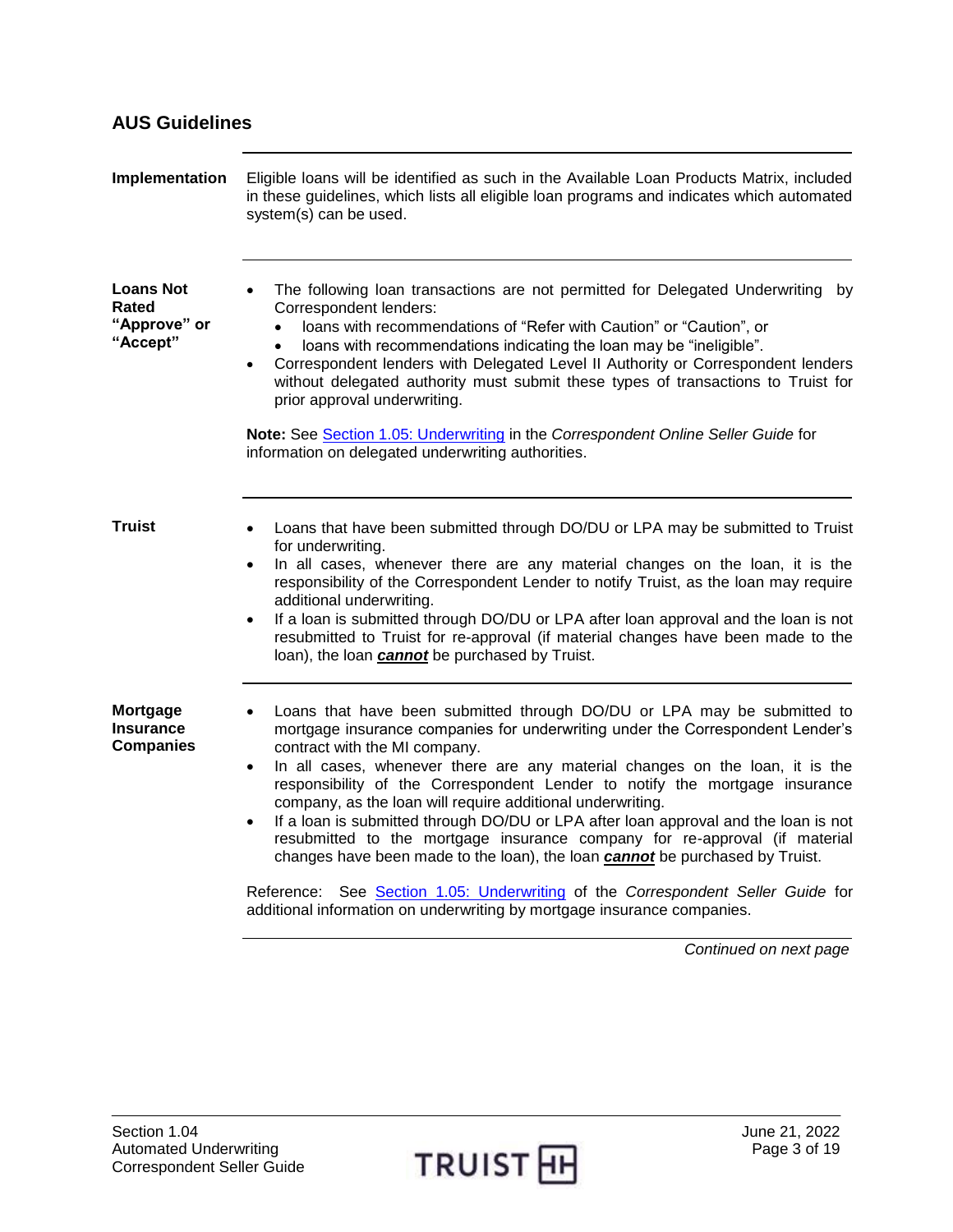## AUS Guidelines

### Implementation

Eligible loans will be identified as such in the Available Loan Products Matrix, included in these guidelines, which lists all eligible loan programs and indicates which automated system(s) can be used.

### Loans Not Rated "Approve" or "Accept"

- The following loan transactions are not permitted for Delegated Underwriting by Correspondent lenders:
  - loans with recommendations of "Refer with Caution" or "Caution", or
  - loans with recommendations indicating the loan may be "ineligible".
- Correspondent lenders with Delegated Level II Authority or Correspondent lenders without delegated authority must submit these types of transactions to Truist for prior approval underwriting.

**Note:** See Section 1.05: Underwriting in the *Correspondent Online Seller Guide* for information on delegated underwriting authorities.

### Truist

- Loans that have been submitted through DO/DU or LPA may be submitted to Truist for underwriting.
- In all cases, whenever there are any material changes on the loan, it is the responsibility of the Correspondent Lender to notify Truist, as the loan may require additional underwriting.
- If a loan is submitted through DO/DU or LPA after loan approval and the loan is not resubmitted to Truist for re-approval (if material changes have been made to the loan), the loan ***cannot*** be purchased by Truist.

### Mortgage Insurance Companies

- Loans that have been submitted through DO/DU or LPA may be submitted to mortgage insurance companies for underwriting under the Correspondent Lender's contract with the MI company.
- In all cases, whenever there are any material changes on the loan, it is the responsibility of the Correspondent Lender to notify the mortgage insurance company, as the loan will require additional underwriting.
- If a loan is submitted through DO/DU or LPA after loan approval and the loan is not resubmitted to the mortgage insurance company for re-approval (if material changes have been made to the loan), the loan ***cannot*** be purchased by Truist.

Reference: See Section 1.05: Underwriting of the *Correspondent Seller Guide* for additional information on underwriting by mortgage insurance companies.

*Continued on next page*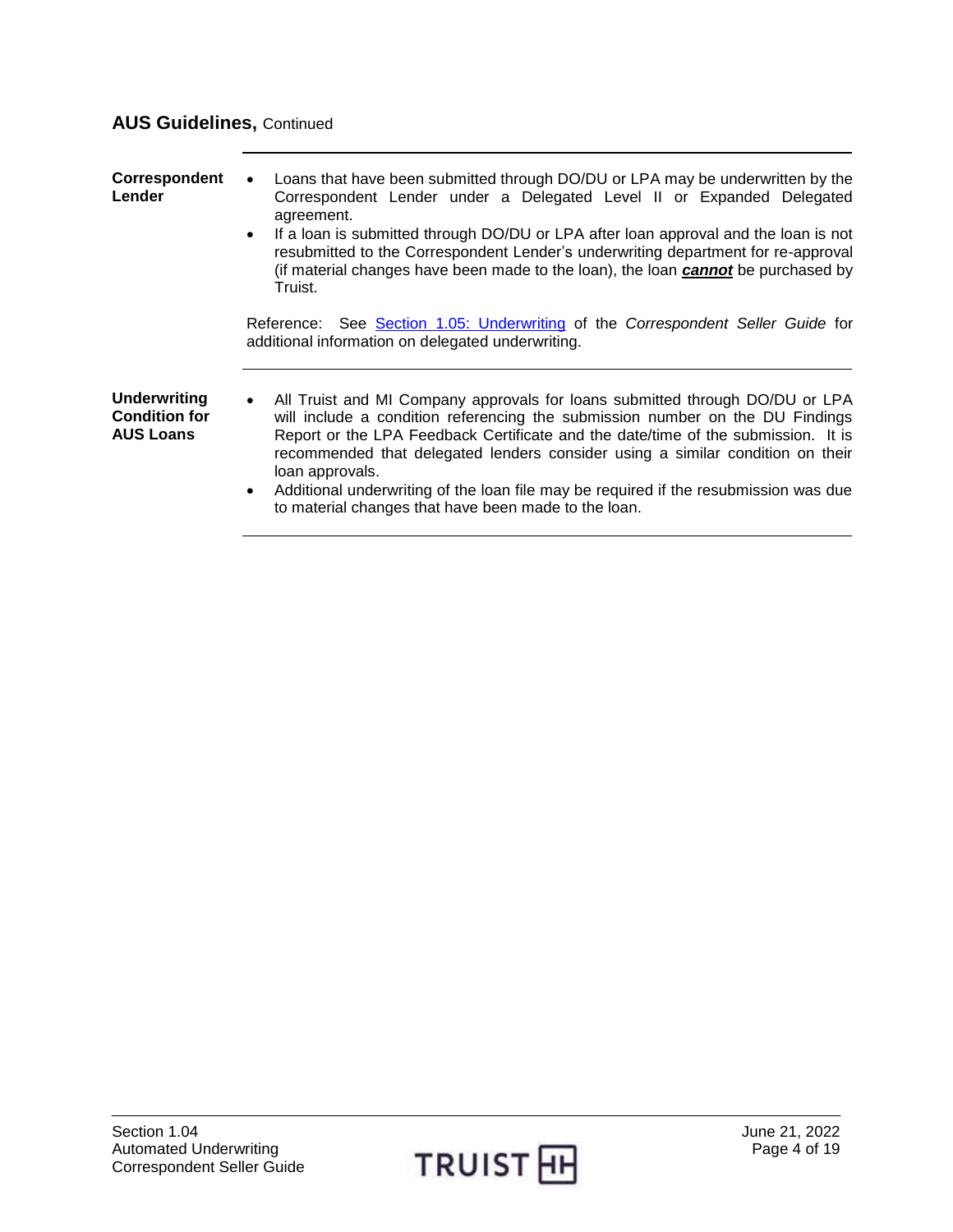## AUS Guidelines, Continued

### Correspondent Lender

- Loans that have been submitted through DO/DU or LPA may be underwritten by the Correspondent Lender under a Delegated Level II or Expanded Delegated agreement.
- If a loan is submitted through DO/DU or LPA after loan approval and the loan is not resubmitted to the Correspondent Lender's underwriting department for re-approval (if material changes have been made to the loan), the loan ***cannot*** be purchased by Truist.

Reference: See Section 1.05: Underwriting of the *Correspondent Seller Guide* for additional information on delegated underwriting.

### Underwriting Condition for AUS Loans

- All Truist and MI Company approvals for loans submitted through DO/DU or LPA will include a condition referencing the submission number on the DU Findings Report or the LPA Feedback Certificate and the date/time of the submission. It is recommended that delegated lenders consider using a similar condition on their loan approvals.
- Additional underwriting of the loan file may be required if the resubmission was due to material changes that have been made to the loan.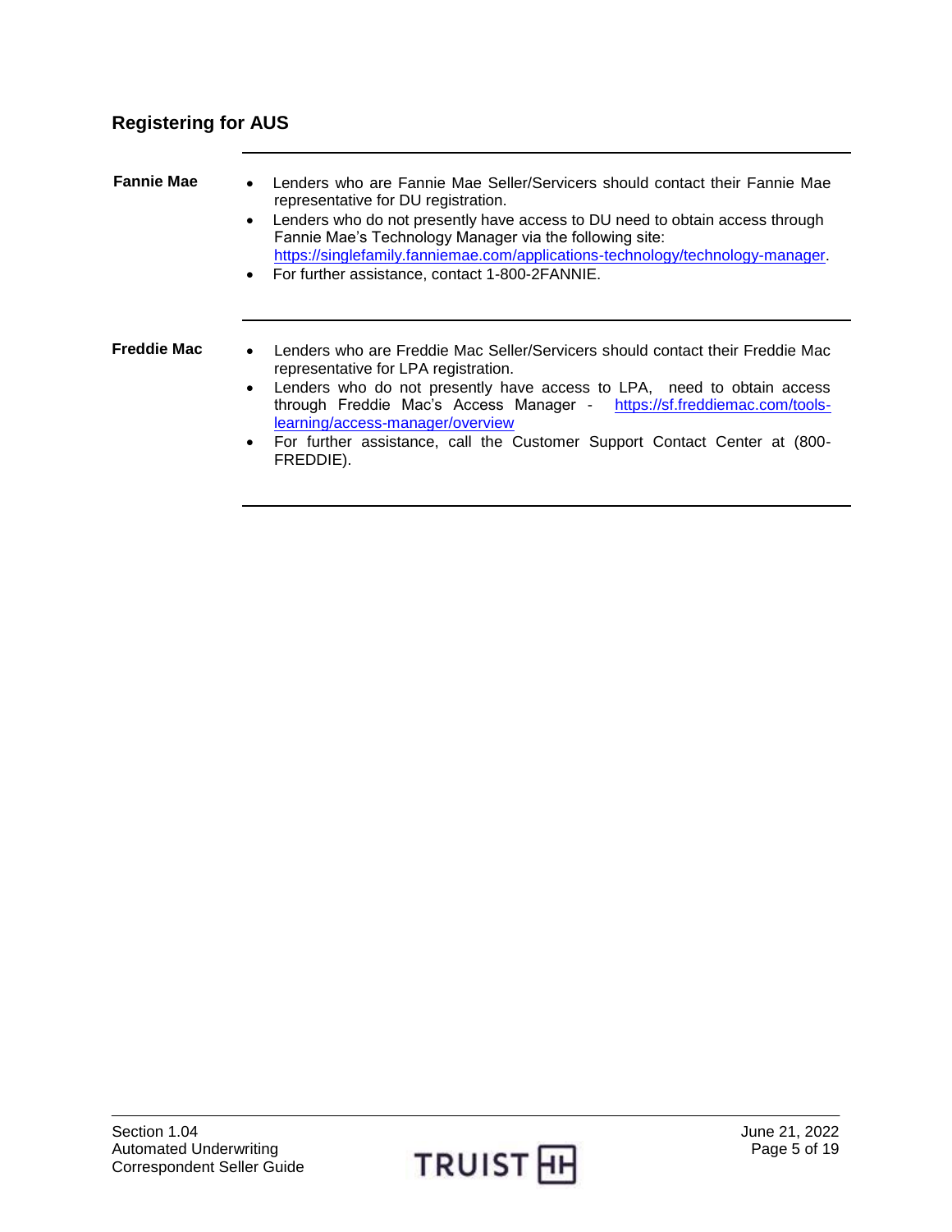## Registering for AUS

**Fannie Mae**

- Lenders who are Fannie Mae Seller/Servicers should contact their Fannie Mae representative for DU registration.
- Lenders who do not presently have access to DU need to obtain access through Fannie Mae's Technology Manager via the following site: https://singlefamily.fanniemae.com/applications-technology/technology-manager.
- For further assistance, contact 1-800-2FANNIE.

**Freddie Mac**

- Lenders who are Freddie Mac Seller/Servicers should contact their Freddie Mac representative for LPA registration.
- Lenders who do not presently have access to LPA, need to obtain access through Freddie Mac's Access Manager - https://sf.freddiemac.com/tools-learning/access-manager/overview
- For further assistance, call the Customer Support Contact Center at (800-FREDDIE).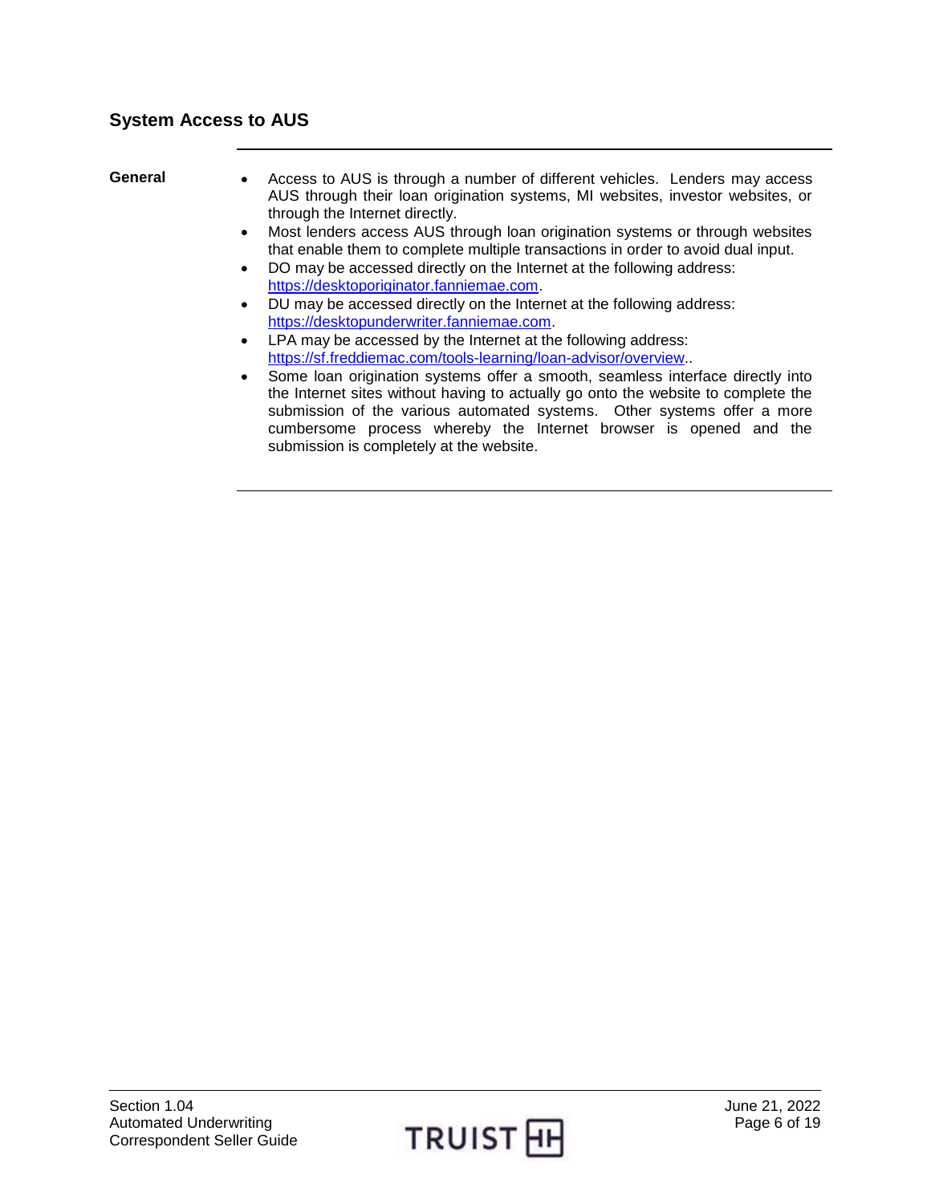## System Access to AUS

**General**

- Access to AUS is through a number of different vehicles. Lenders may access AUS through their loan origination systems, MI websites, investor websites, or through the Internet directly.
- Most lenders access AUS through loan origination systems or through websites that enable them to complete multiple transactions in order to avoid dual input.
- DO may be accessed directly on the Internet at the following address: https://desktoporiginator.fanniemae.com.
- DU may be accessed directly on the Internet at the following address: https://desktopunderwriter.fanniemae.com.
- LPA may be accessed by the Internet at the following address: https://sf.freddiemac.com/tools-learning/loan-advisor/overview..
- Some loan origination systems offer a smooth, seamless interface directly into the Internet sites without having to actually go onto the website to complete the submission of the various automated systems. Other systems offer a more cumbersome process whereby the Internet browser is opened and the submission is completely at the website.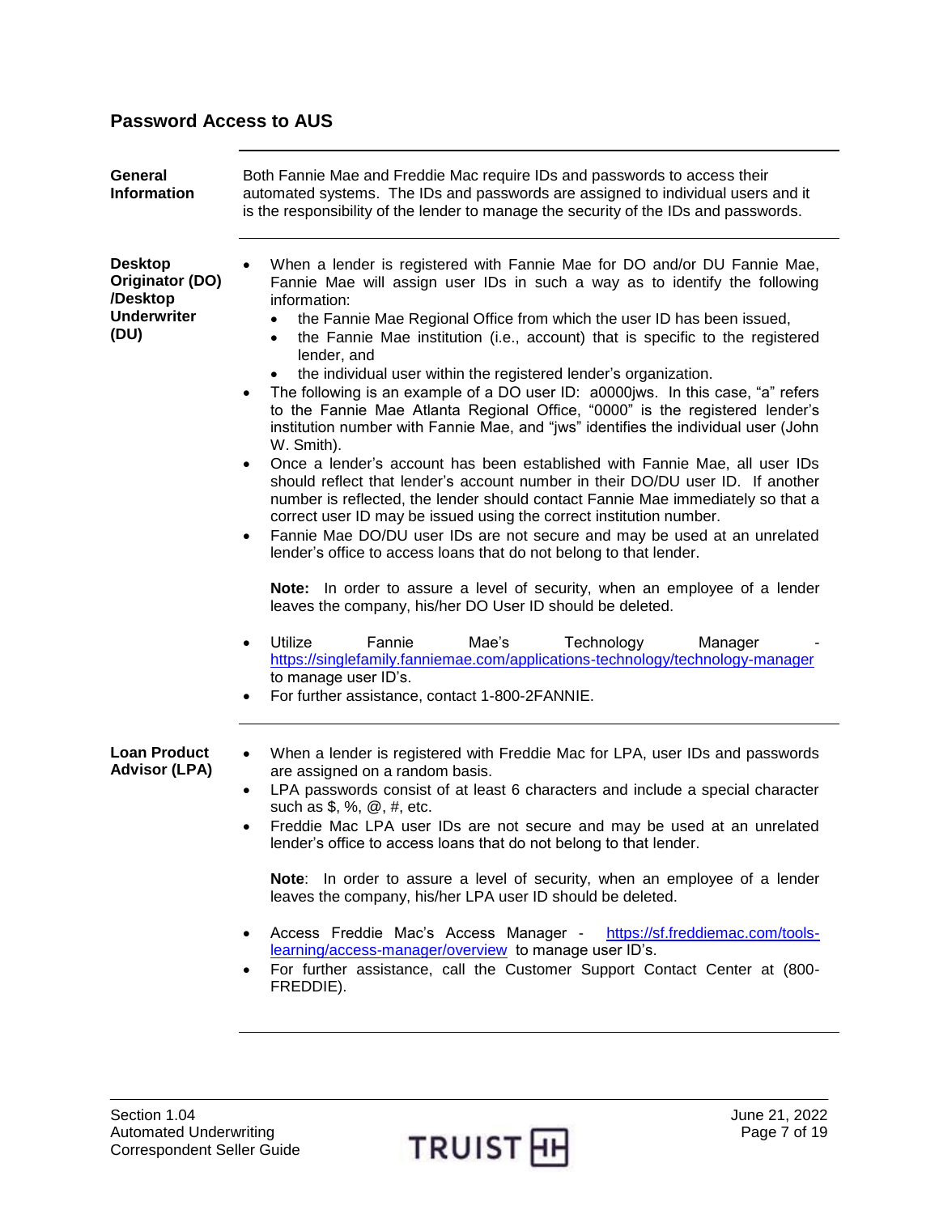## Password Access to AUS

**General Information**

Both Fannie Mae and Freddie Mac require IDs and passwords to access their automated systems. The IDs and passwords are assigned to individual users and it is the responsibility of the lender to manage the security of the IDs and passwords.

**Desktop Originator (DO) /Desktop Underwriter (DU)**

- When a lender is registered with Fannie Mae for DO and/or DU Fannie Mae, Fannie Mae will assign user IDs in such a way as to identify the following information:
  - the Fannie Mae Regional Office from which the user ID has been issued,
  - the Fannie Mae institution (i.e., account) that is specific to the registered lender, and
  - the individual user within the registered lender's organization.
- The following is an example of a DO user ID: a0000jws. In this case, "a" refers to the Fannie Mae Atlanta Regional Office, "0000" is the registered lender's institution number with Fannie Mae, and "jws" identifies the individual user (John W. Smith).
- Once a lender's account has been established with Fannie Mae, all user IDs should reflect that lender's account number in their DO/DU user ID. If another number is reflected, the lender should contact Fannie Mae immediately so that a correct user ID may be issued using the correct institution number.
- Fannie Mae DO/DU user IDs are not secure and may be used at an unrelated lender's office to access loans that do not belong to that lender.

  **Note:** In order to assure a level of security, when an employee of a lender leaves the company, his/her DO User ID should be deleted.

- Utilize Fannie Mae's Technology Manager - https://singlefamily.fanniemae.com/applications-technology/technology-manager to manage user ID's.
- For further assistance, contact 1-800-2FANNIE.

**Loan Product Advisor (LPA)**

- When a lender is registered with Freddie Mac for LPA, user IDs and passwords are assigned on a random basis.
- LPA passwords consist of at least 6 characters and include a special character such as $, %, @, #, etc.
- Freddie Mac LPA user IDs are not secure and may be used at an unrelated lender's office to access loans that do not belong to that lender.

  **Note**: In order to assure a level of security, when an employee of a lender leaves the company, his/her LPA user ID should be deleted.

- Access Freddie Mac's Access Manager - https://sf.freddiemac.com/tools-learning/access-manager/overview to manage user ID's.
- For further assistance, call the Customer Support Contact Center at (800-FREDDIE).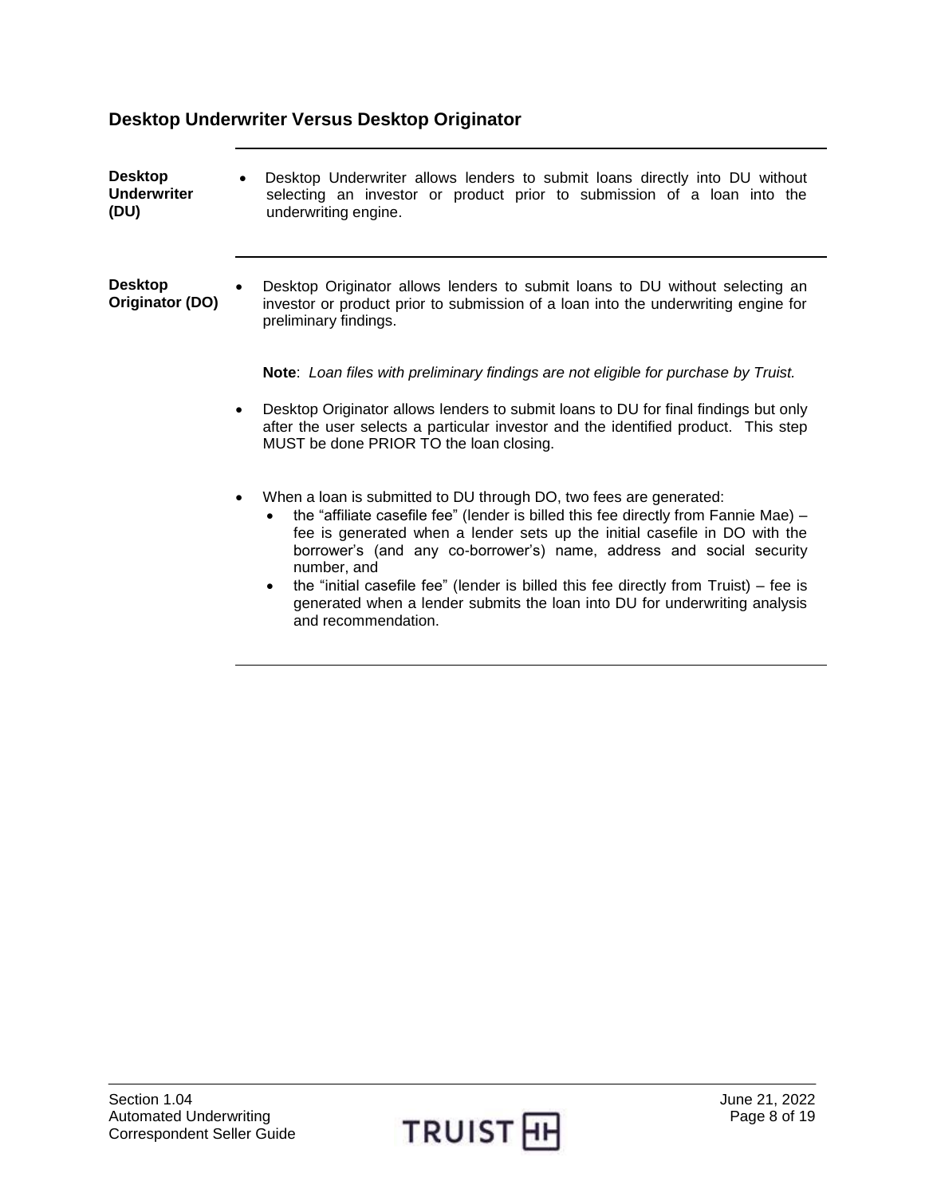## Desktop Underwriter Versus Desktop Originator

**Desktop Underwriter (DU)**

- Desktop Underwriter allows lenders to submit loans directly into DU without selecting an investor or product prior to submission of a loan into the underwriting engine.

**Desktop Originator (DO)**

- Desktop Originator allows lenders to submit loans to DU without selecting an investor or product prior to submission of a loan into the underwriting engine for preliminary findings.

  **Note**: *Loan files with preliminary findings are not eligible for purchase by Truist.*

- Desktop Originator allows lenders to submit loans to DU for final findings but only after the user selects a particular investor and the identified product. This step MUST be done PRIOR TO the loan closing.

- When a loan is submitted to DU through DO, two fees are generated:
  - the "affiliate casefile fee" (lender is billed this fee directly from Fannie Mae) – fee is generated when a lender sets up the initial casefile in DO with the borrower's (and any co-borrower's) name, address and social security number, and
  - the "initial casefile fee" (lender is billed this fee directly from Truist) – fee is generated when a lender submits the loan into DU for underwriting analysis and recommendation.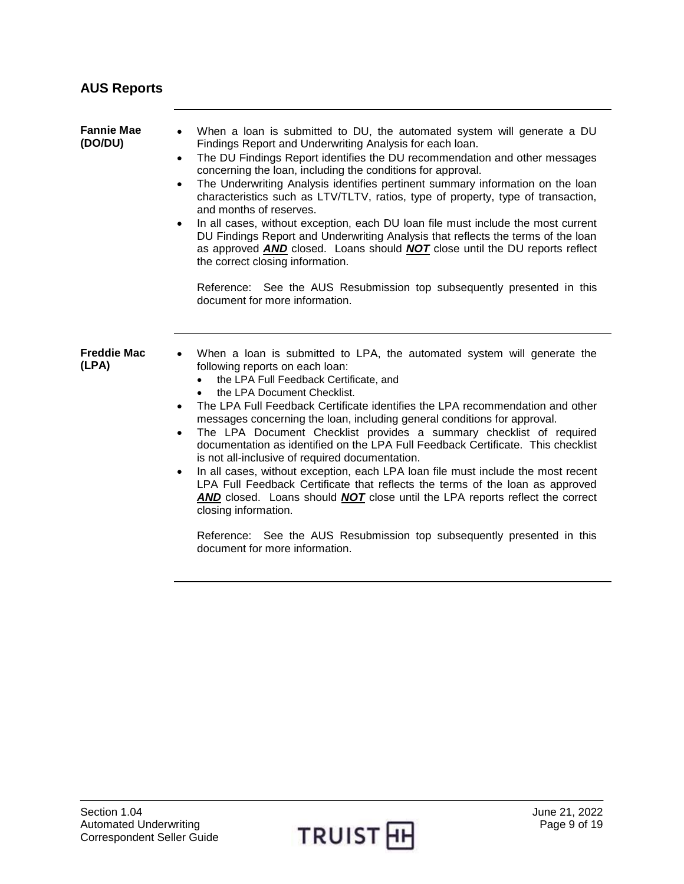## AUS Reports

### Fannie Mae (DO/DU)

- When a loan is submitted to DU, the automated system will generate a DU Findings Report and Underwriting Analysis for each loan.
- The DU Findings Report identifies the DU recommendation and other messages concerning the loan, including the conditions for approval.
- The Underwriting Analysis identifies pertinent summary information on the loan characteristics such as LTV/TLTV, ratios, type of property, type of transaction, and months of reserves.
- In all cases, without exception, each DU loan file must include the most current DU Findings Report and Underwriting Analysis that reflects the terms of the loan as approved ***AND*** closed. Loans should ***NOT*** close until the DU reports reflect the correct closing information.

  Reference: See the AUS Resubmission top subsequently presented in this document for more information.

### Freddie Mac (LPA)

- When a loan is submitted to LPA, the automated system will generate the following reports on each loan:
  - the LPA Full Feedback Certificate, and
  - the LPA Document Checklist.
- The LPA Full Feedback Certificate identifies the LPA recommendation and other messages concerning the loan, including general conditions for approval.
- The LPA Document Checklist provides a summary checklist of required documentation as identified on the LPA Full Feedback Certificate. This checklist is not all-inclusive of required documentation.
- In all cases, without exception, each LPA loan file must include the most recent LPA Full Feedback Certificate that reflects the terms of the loan as approved ***AND*** closed. Loans should ***NOT*** close until the LPA reports reflect the correct closing information.

  Reference: See the AUS Resubmission top subsequently presented in this document for more information.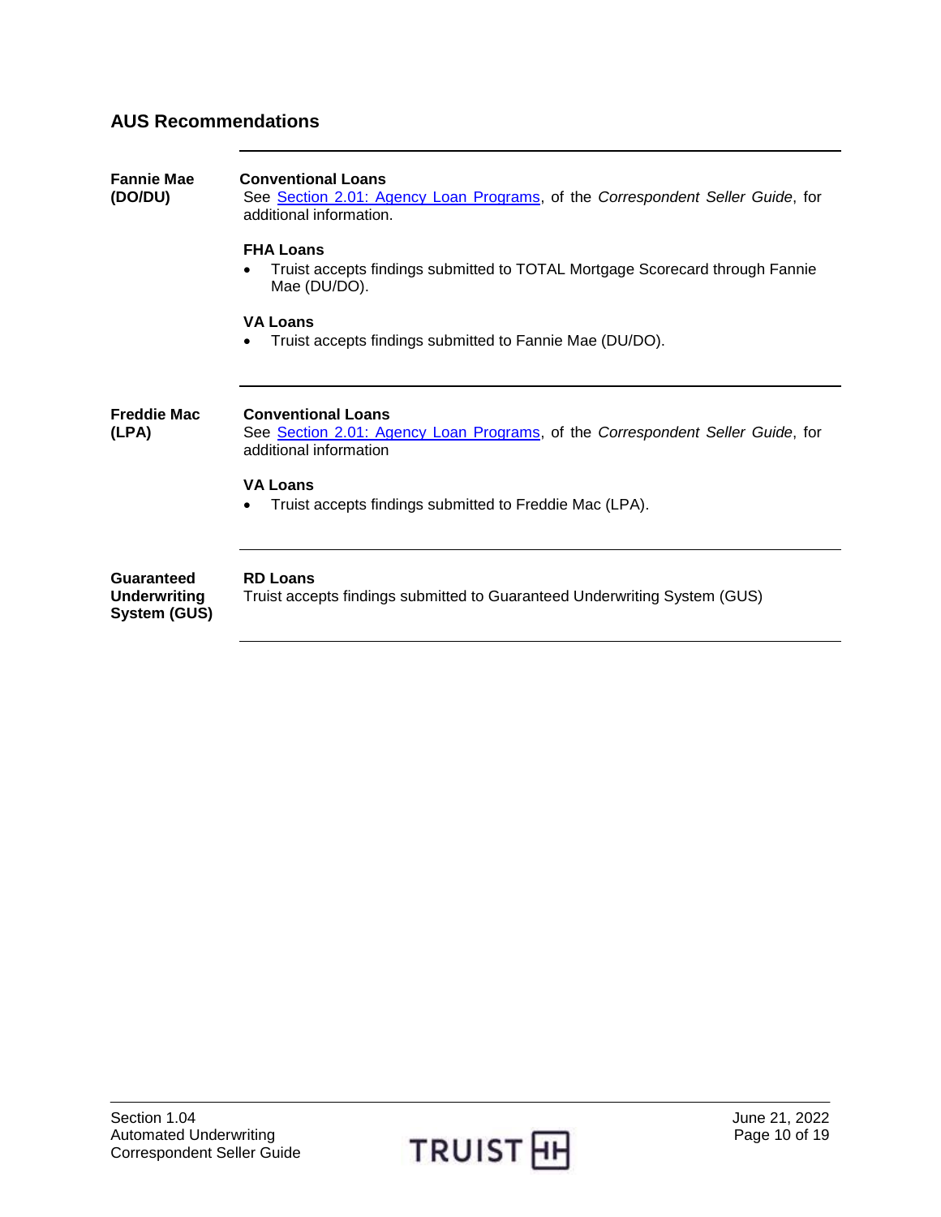## AUS Recommendations

**Fannie Mae (DO/DU)**

**Conventional Loans**

See Section 2.01: Agency Loan Programs, of the *Correspondent Seller Guide*, for additional information.

**FHA Loans**

- Truist accepts findings submitted to TOTAL Mortgage Scorecard through Fannie Mae (DU/DO).

**VA Loans**

- Truist accepts findings submitted to Fannie Mae (DU/DO).

---

**Freddie Mac (LPA)**

**Conventional Loans**

See Section 2.01: Agency Loan Programs, of the *Correspondent Seller Guide*, for additional information

**VA Loans**

- Truist accepts findings submitted to Freddie Mac (LPA).

---

**Guaranteed Underwriting System (GUS)**

**RD Loans**

Truist accepts findings submitted to Guaranteed Underwriting System (GUS)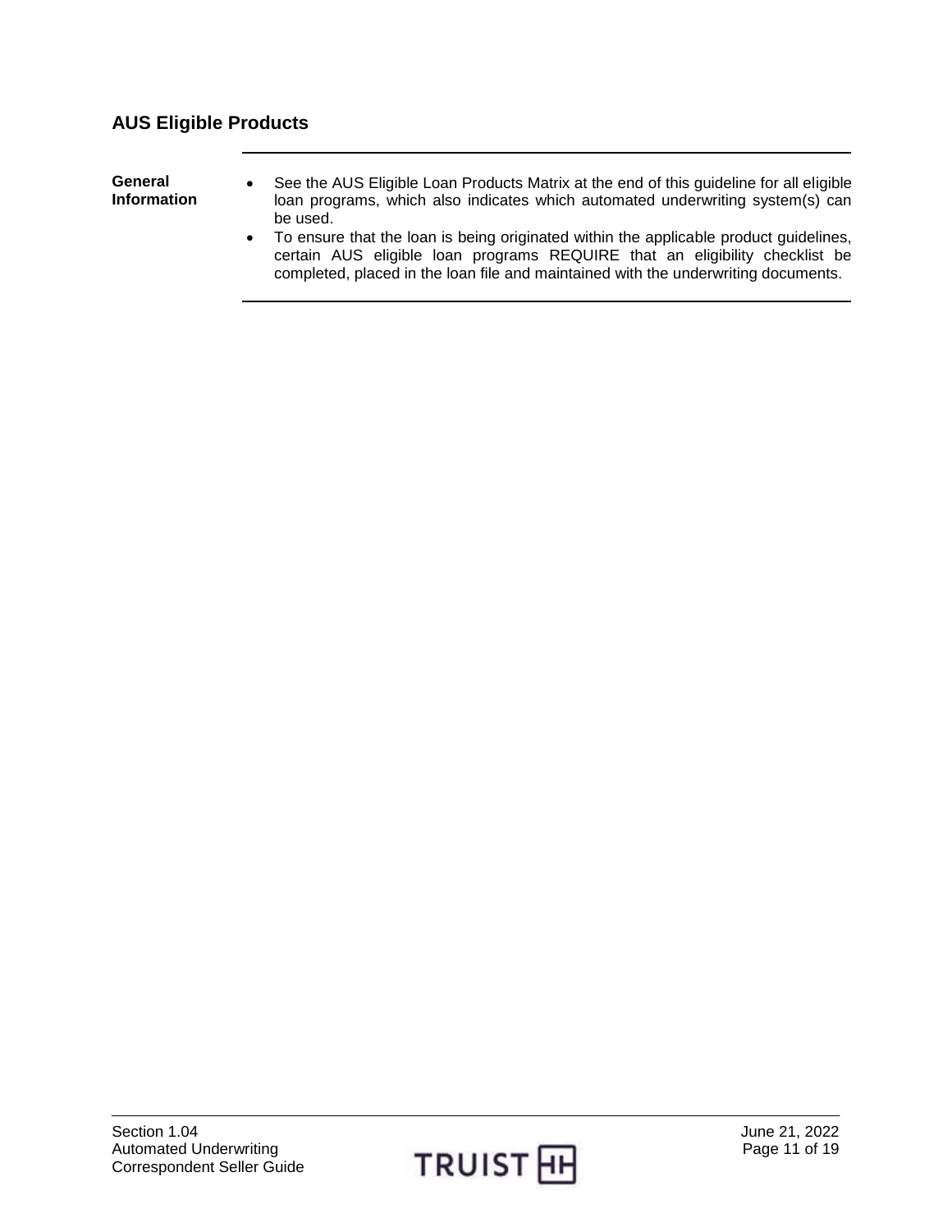## AUS Eligible Products

**General Information**

- See the AUS Eligible Loan Products Matrix at the end of this guideline for all eligible loan programs, which also indicates which automated underwriting system(s) can be used.
- To ensure that the loan is being originated within the applicable product guidelines, certain AUS eligible loan programs REQUIRE that an eligibility checklist be completed, placed in the loan file and maintained with the underwriting documents.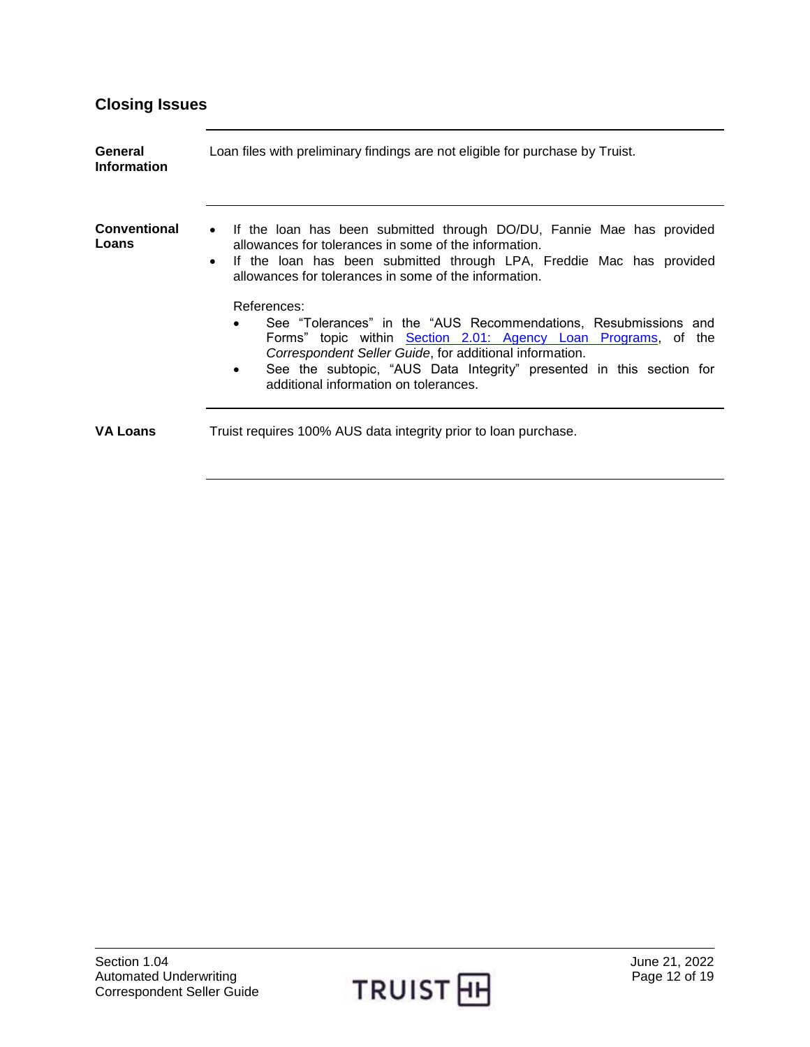## Closing Issues

**General Information**

Loan files with preliminary findings are not eligible for purchase by Truist.

**Conventional Loans**

- If the loan has been submitted through DO/DU, Fannie Mae has provided allowances for tolerances in some of the information.
- If the loan has been submitted through LPA, Freddie Mac has provided allowances for tolerances in some of the information.

References:

- See "Tolerances" in the "AUS Recommendations, Resubmissions and Forms" topic within Section 2.01: Agency Loan Programs, of the *Correspondent Seller Guide*, for additional information.
- See the subtopic, "AUS Data Integrity" presented in this section for additional information on tolerances.

**VA Loans**

Truist requires 100% AUS data integrity prior to loan purchase.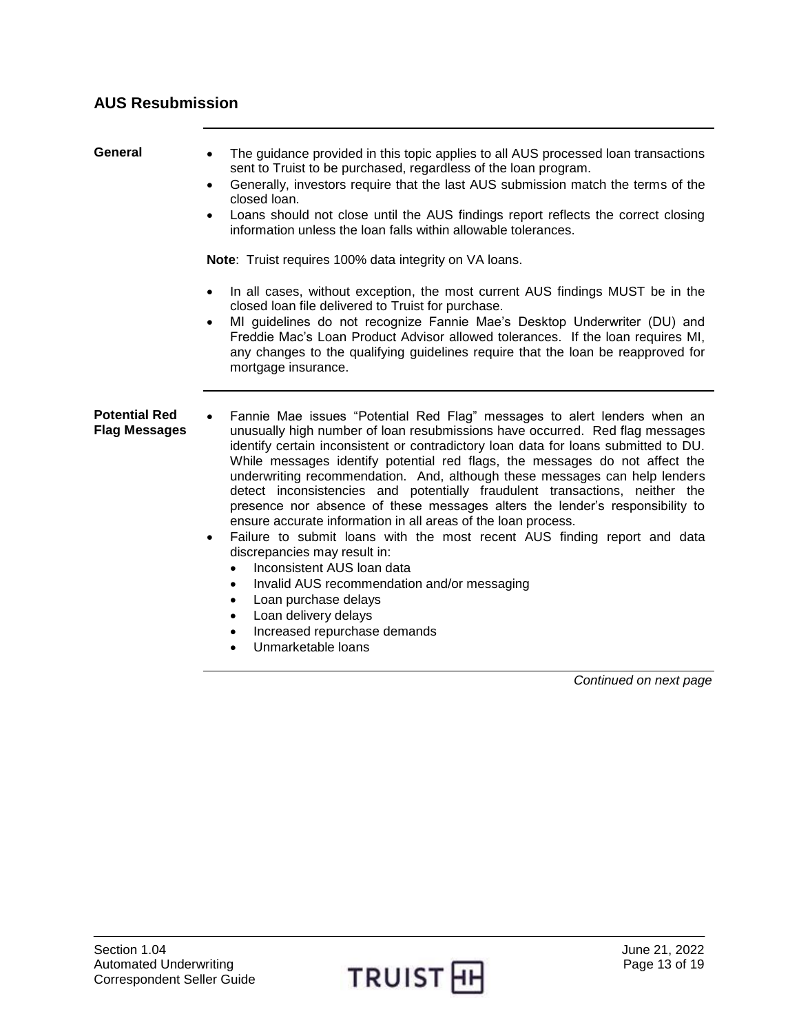## AUS Resubmission

**General**

- The guidance provided in this topic applies to all AUS processed loan transactions sent to Truist to be purchased, regardless of the loan program.
- Generally, investors require that the last AUS submission match the terms of the closed loan.
- Loans should not close until the AUS findings report reflects the correct closing information unless the loan falls within allowable tolerances.

**Note**: Truist requires 100% data integrity on VA loans.

- In all cases, without exception, the most current AUS findings MUST be in the closed loan file delivered to Truist for purchase.
- MI guidelines do not recognize Fannie Mae's Desktop Underwriter (DU) and Freddie Mac's Loan Product Advisor allowed tolerances. If the loan requires MI, any changes to the qualifying guidelines require that the loan be reapproved for mortgage insurance.

**Potential Red Flag Messages**

- Fannie Mae issues "Potential Red Flag" messages to alert lenders when an unusually high number of loan resubmissions have occurred. Red flag messages identify certain inconsistent or contradictory loan data for loans submitted to DU. While messages identify potential red flags, the messages do not affect the underwriting recommendation. And, although these messages can help lenders detect inconsistencies and potentially fraudulent transactions, neither the presence nor absence of these messages alters the lender's responsibility to ensure accurate information in all areas of the loan process.
- Failure to submit loans with the most recent AUS finding report and data discrepancies may result in:
  - Inconsistent AUS loan data
  - Invalid AUS recommendation and/or messaging
  - Loan purchase delays
  - Loan delivery delays
  - Increased repurchase demands
  - Unmarketable loans

*Continued on next page*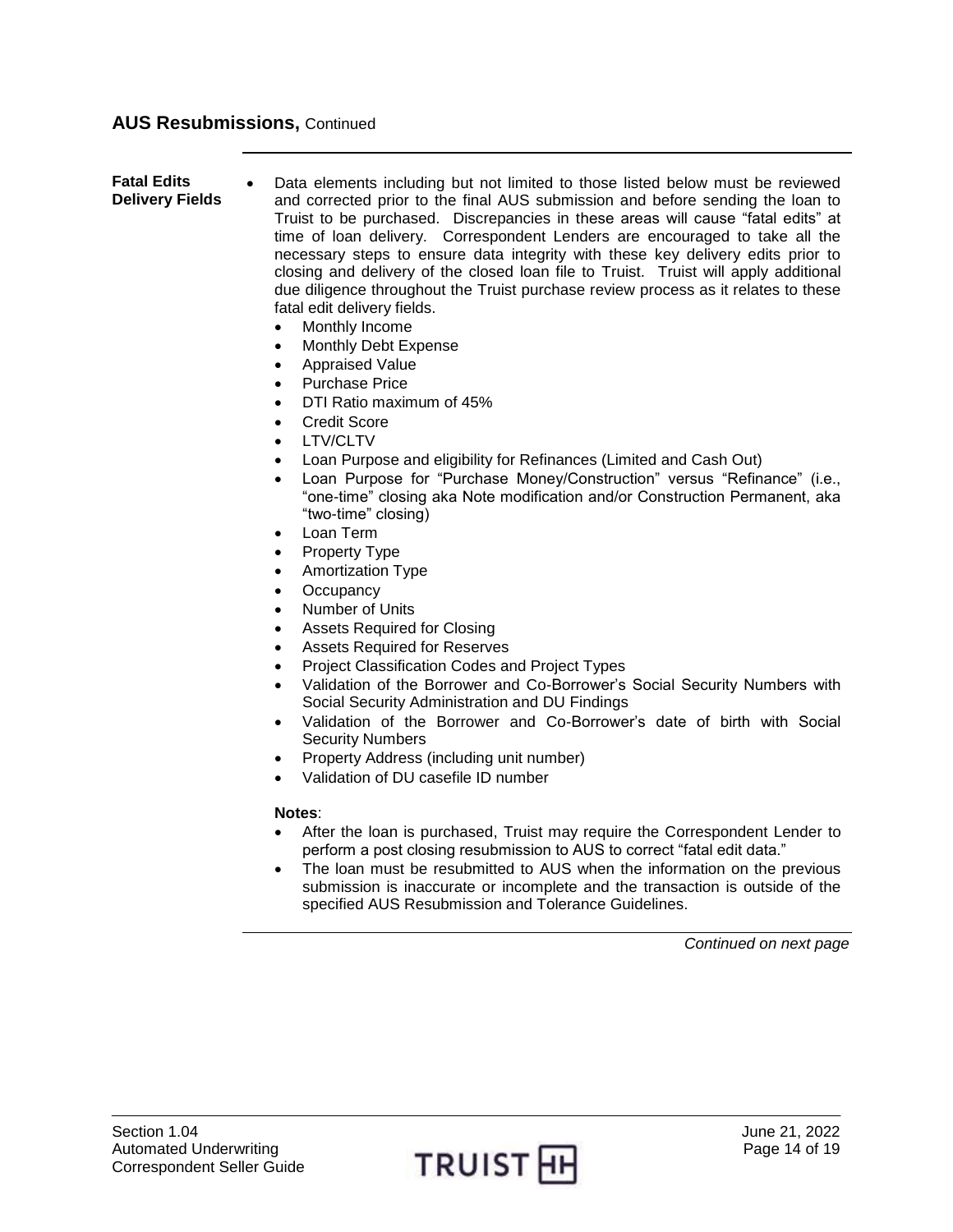## AUS Resubmissions, Continued

**Fatal Edits Delivery Fields**

- Data elements including but not limited to those listed below must be reviewed and corrected prior to the final AUS submission and before sending the loan to Truist to be purchased. Discrepancies in these areas will cause "fatal edits" at time of loan delivery. Correspondent Lenders are encouraged to take all the necessary steps to ensure data integrity with these key delivery edits prior to closing and delivery of the closed loan file to Truist. Truist will apply additional due diligence throughout the Truist purchase review process as it relates to these fatal edit delivery fields.
  - Monthly Income
  - Monthly Debt Expense
  - Appraised Value
  - Purchase Price
  - DTI Ratio maximum of 45%
  - Credit Score
  - LTV/CLTV
  - Loan Purpose and eligibility for Refinances (Limited and Cash Out)
  - Loan Purpose for "Purchase Money/Construction" versus "Refinance" (i.e., "one-time" closing aka Note modification and/or Construction Permanent, aka "two-time" closing)
  - Loan Term
  - Property Type
  - Amortization Type
  - Occupancy
  - Number of Units
  - Assets Required for Closing
  - Assets Required for Reserves
  - Project Classification Codes and Project Types
  - Validation of the Borrower and Co-Borrower's Social Security Numbers with Social Security Administration and DU Findings
  - Validation of the Borrower and Co-Borrower's date of birth with Social Security Numbers
  - Property Address (including unit number)
  - Validation of DU casefile ID number

  **Notes**:
  - After the loan is purchased, Truist may require the Correspondent Lender to perform a post closing resubmission to AUS to correct "fatal edit data."
  - The loan must be resubmitted to AUS when the information on the previous submission is inaccurate or incomplete and the transaction is outside of the specified AUS Resubmission and Tolerance Guidelines.

*Continued on next page*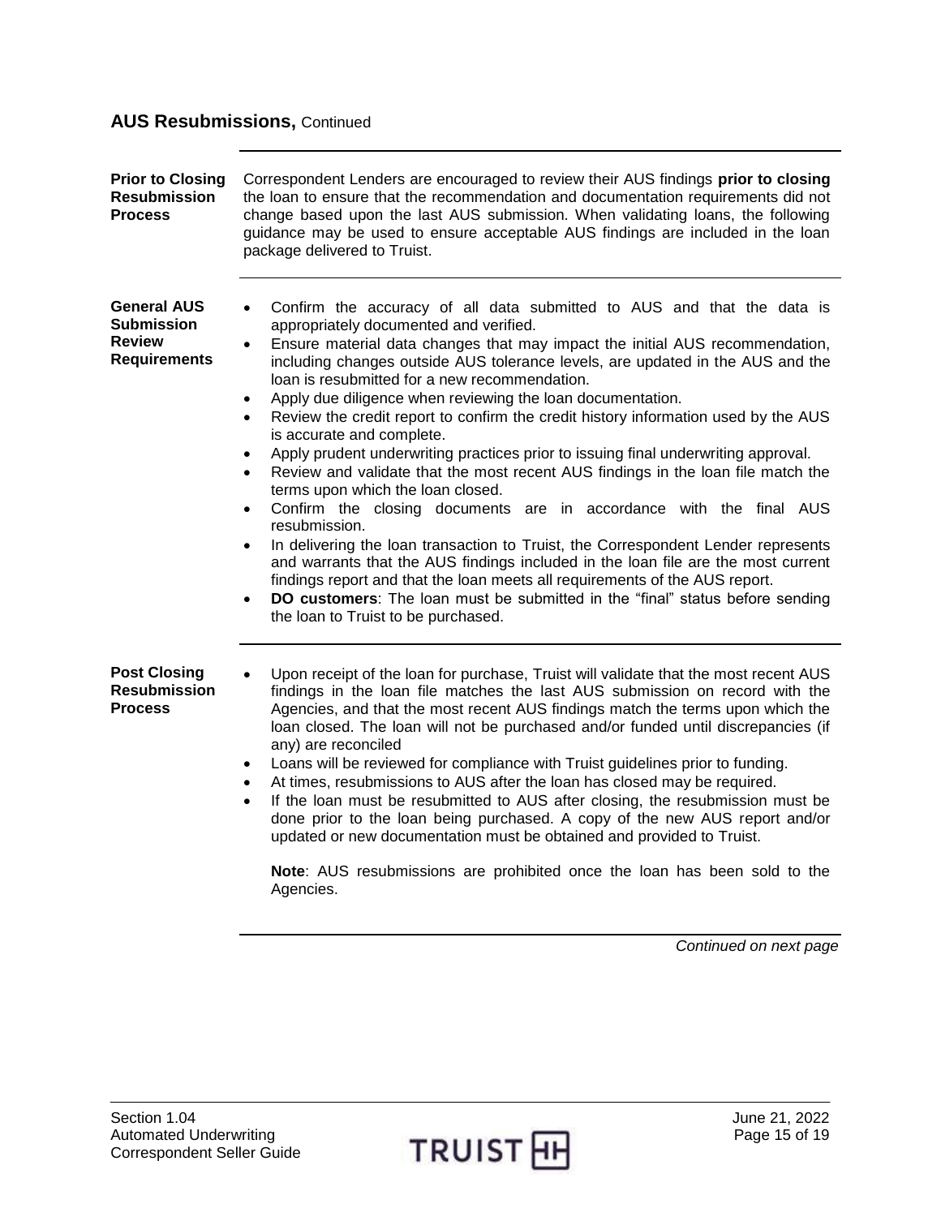## AUS Resubmissions, Continued

### Prior to Closing Resubmission Process

Correspondent Lenders are encouraged to review their AUS findings **prior to closing** the loan to ensure that the recommendation and documentation requirements did not change based upon the last AUS submission. When validating loans, the following guidance may be used to ensure acceptable AUS findings are included in the loan package delivered to Truist.

### General AUS Submission Review Requirements

- Confirm the accuracy of all data submitted to AUS and that the data is appropriately documented and verified.
- Ensure material data changes that may impact the initial AUS recommendation, including changes outside AUS tolerance levels, are updated in the AUS and the loan is resubmitted for a new recommendation.
- Apply due diligence when reviewing the loan documentation.
- Review the credit report to confirm the credit history information used by the AUS is accurate and complete.
- Apply prudent underwriting practices prior to issuing final underwriting approval.
- Review and validate that the most recent AUS findings in the loan file match the terms upon which the loan closed.
- Confirm the closing documents are in accordance with the final AUS resubmission.
- In delivering the loan transaction to Truist, the Correspondent Lender represents and warrants that the AUS findings included in the loan file are the most current findings report and that the loan meets all requirements of the AUS report.
- **DO customers**: The loan must be submitted in the "final" status before sending the loan to Truist to be purchased.

### Post Closing Resubmission Process

- Upon receipt of the loan for purchase, Truist will validate that the most recent AUS findings in the loan file matches the last AUS submission on record with the Agencies, and that the most recent AUS findings match the terms upon which the loan closed. The loan will not be purchased and/or funded until discrepancies (if any) are reconciled
- Loans will be reviewed for compliance with Truist guidelines prior to funding.
- At times, resubmissions to AUS after the loan has closed may be required.
- If the loan must be resubmitted to AUS after closing, the resubmission must be done prior to the loan being purchased. A copy of the new AUS report and/or updated or new documentation must be obtained and provided to Truist.

  **Note**: AUS resubmissions are prohibited once the loan has been sold to the Agencies.

*Continued on next page*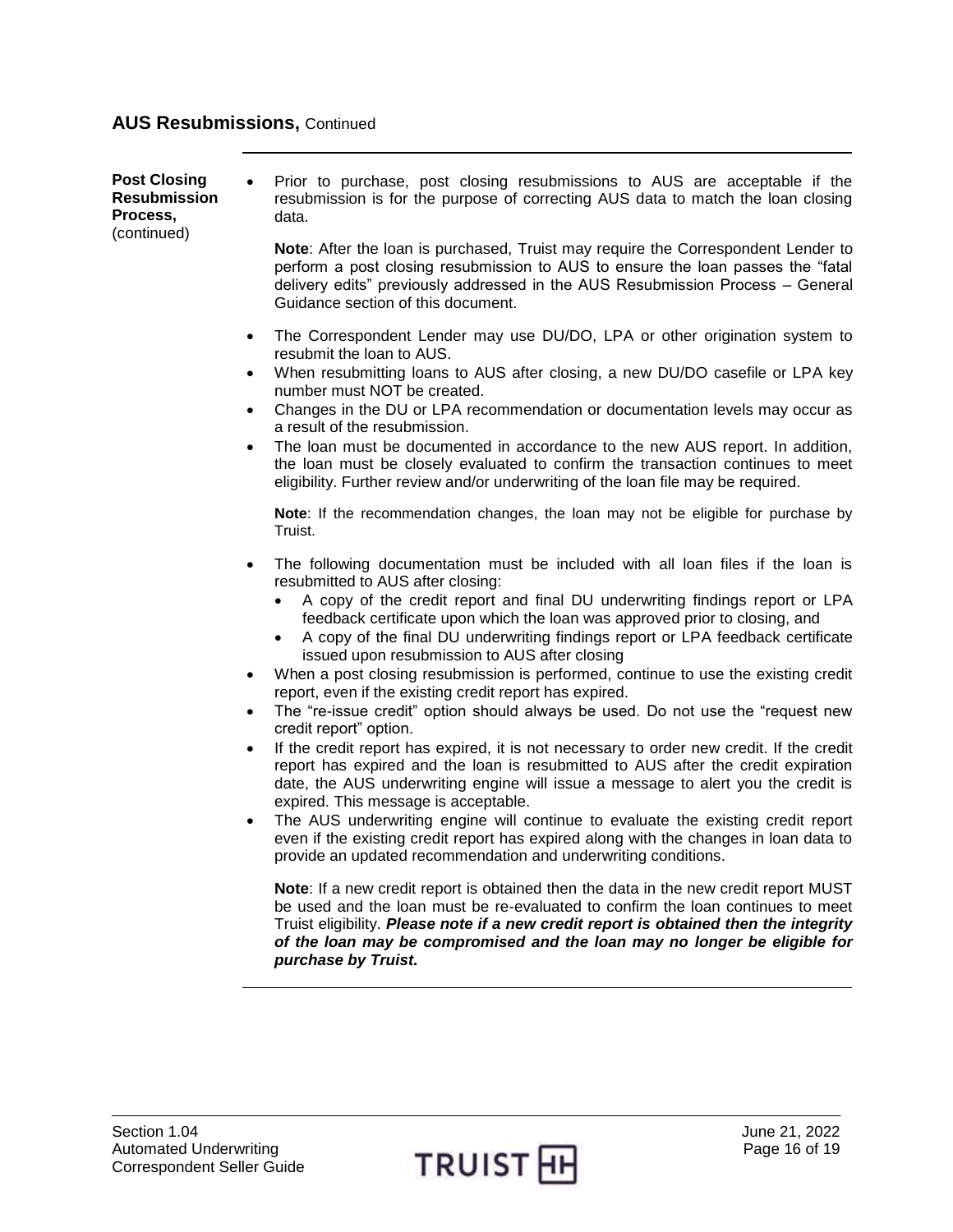## AUS Resubmissions, Continued

**Post Closing Resubmission Process,** (continued)

- Prior to purchase, post closing resubmissions to AUS are acceptable if the resubmission is for the purpose of correcting AUS data to match the loan closing data.

  **Note**: After the loan is purchased, Truist may require the Correspondent Lender to perform a post closing resubmission to AUS to ensure the loan passes the "fatal delivery edits" previously addressed in the AUS Resubmission Process – General Guidance section of this document.

- The Correspondent Lender may use DU/DO, LPA or other origination system to resubmit the loan to AUS.
- When resubmitting loans to AUS after closing, a new DU/DO casefile or LPA key number must NOT be created.
- Changes in the DU or LPA recommendation or documentation levels may occur as a result of the resubmission.
- The loan must be documented in accordance to the new AUS report. In addition, the loan must be closely evaluated to confirm the transaction continues to meet eligibility. Further review and/or underwriting of the loan file may be required.

  **Note**: If the recommendation changes, the loan may not be eligible for purchase by Truist.

- The following documentation must be included with all loan files if the loan is resubmitted to AUS after closing:
  - A copy of the credit report and final DU underwriting findings report or LPA feedback certificate upon which the loan was approved prior to closing, and
  - A copy of the final DU underwriting findings report or LPA feedback certificate issued upon resubmission to AUS after closing
- When a post closing resubmission is performed, continue to use the existing credit report, even if the existing credit report has expired.
- The "re-issue credit" option should always be used. Do not use the "request new credit report" option.
- If the credit report has expired, it is not necessary to order new credit. If the credit report has expired and the loan is resubmitted to AUS after the credit expiration date, the AUS underwriting engine will issue a message to alert you the credit is expired. This message is acceptable.
- The AUS underwriting engine will continue to evaluate the existing credit report even if the existing credit report has expired along with the changes in loan data to provide an updated recommendation and underwriting conditions.

  **Note**: If a new credit report is obtained then the data in the new credit report MUST be used and the loan must be re-evaluated to confirm the loan continues to meet Truist eligibility. ***Please note if a new credit report is obtained then the integrity of the loan may be compromised and the loan may no longer be eligible for purchase by Truist.***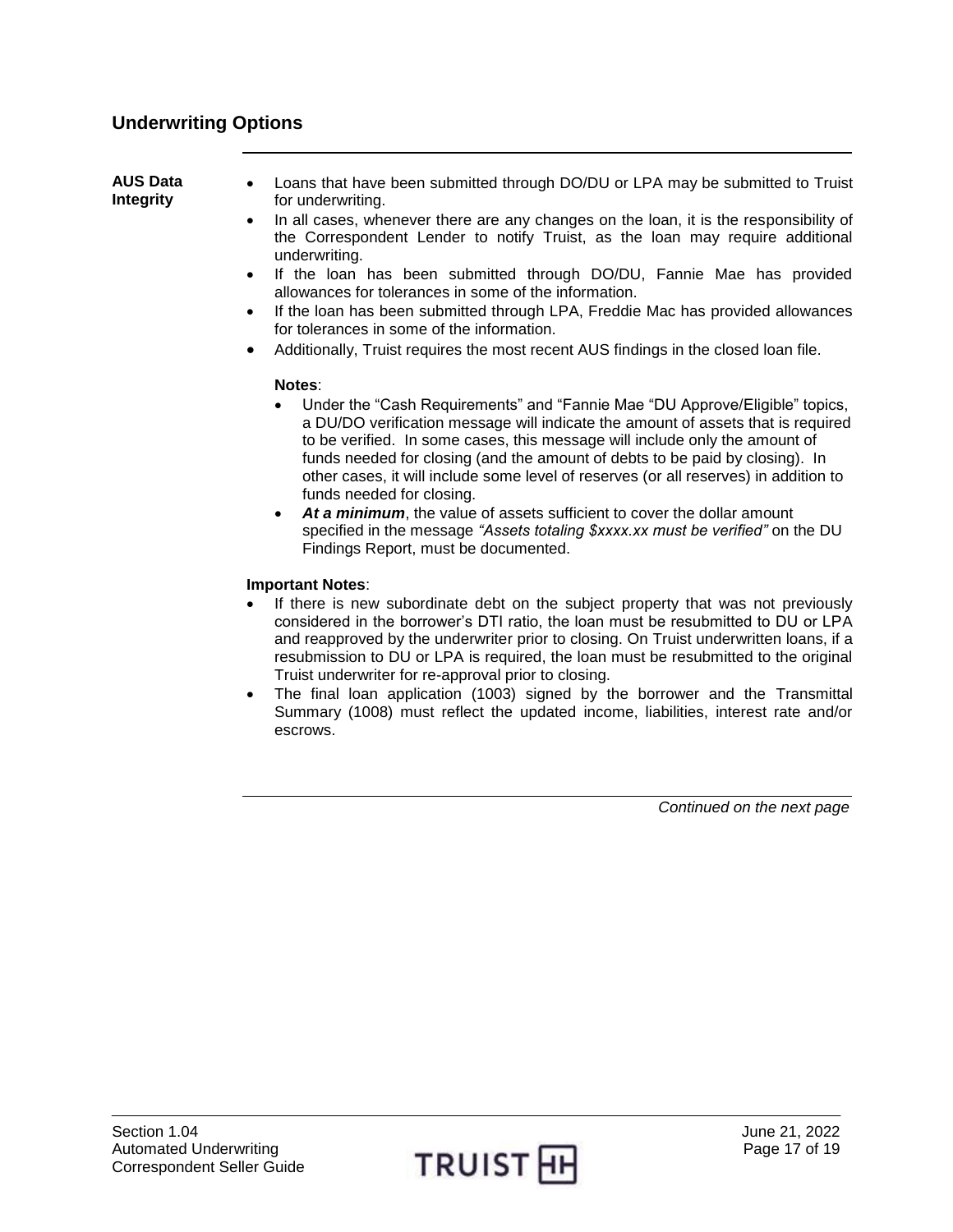## Underwriting Options

**AUS Data Integrity**

- Loans that have been submitted through DO/DU or LPA may be submitted to Truist for underwriting.
- In all cases, whenever there are any changes on the loan, it is the responsibility of the Correspondent Lender to notify Truist, as the loan may require additional underwriting.
- If the loan has been submitted through DO/DU, Fannie Mae has provided allowances for tolerances in some of the information.
- If the loan has been submitted through LPA, Freddie Mac has provided allowances for tolerances in some of the information.
- Additionally, Truist requires the most recent AUS findings in the closed loan file.

  **Notes**:

  - Under the "Cash Requirements" and "Fannie Mae "DU Approve/Eligible" topics, a DU/DO verification message will indicate the amount of assets that is required to be verified. In some cases, this message will include only the amount of funds needed for closing (and the amount of debts to be paid by closing). In other cases, it will include some level of reserves (or all reserves) in addition to funds needed for closing.
  - ***At a minimum***, the value of assets sufficient to cover the dollar amount specified in the message *"Assets totaling $xxxx.xx must be verified"* on the DU Findings Report, must be documented.

**Important Notes**:

- If there is new subordinate debt on the subject property that was not previously considered in the borrower's DTI ratio, the loan must be resubmitted to DU or LPA and reapproved by the underwriter prior to closing. On Truist underwritten loans, if a resubmission to DU or LPA is required, the loan must be resubmitted to the original Truist underwriter for re-approval prior to closing.
- The final loan application (1003) signed by the borrower and the Transmittal Summary (1008) must reflect the updated income, liabilities, interest rate and/or escrows.

*Continued on the next page*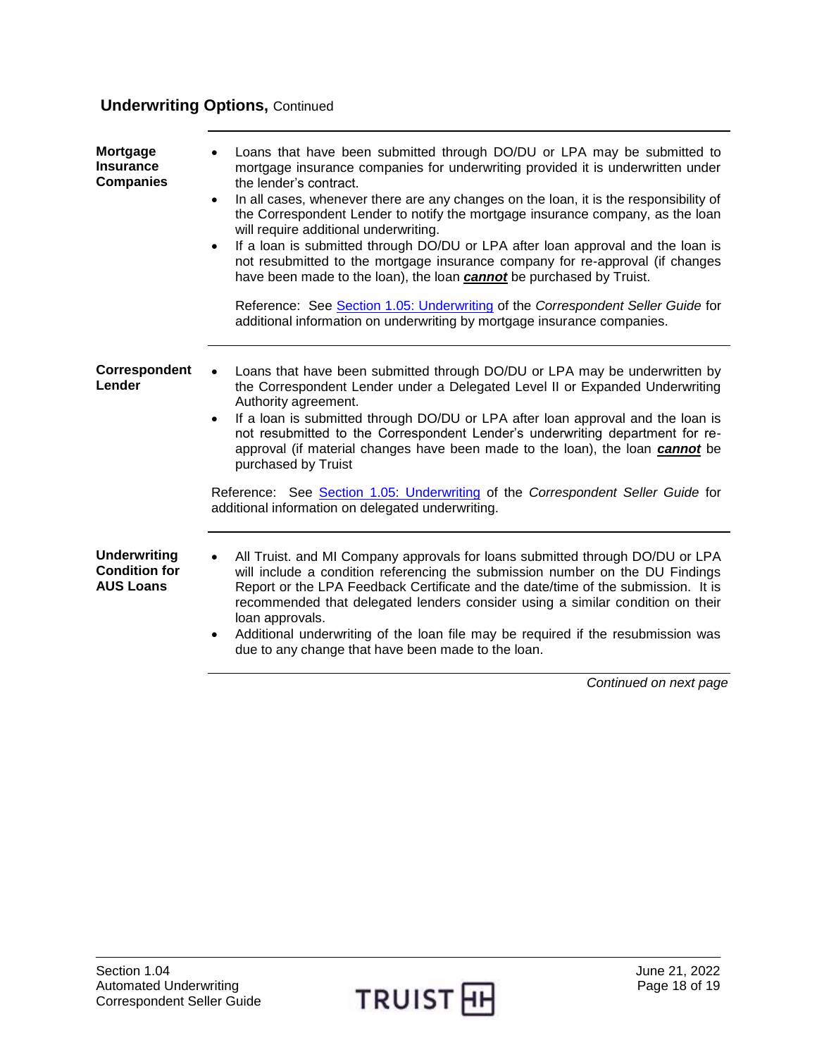## Underwriting Options, Continued

**Mortgage Insurance Companies**

- Loans that have been submitted through DO/DU or LPA may be submitted to mortgage insurance companies for underwriting provided it is underwritten under the lender's contract.
- In all cases, whenever there are any changes on the loan, it is the responsibility of the Correspondent Lender to notify the mortgage insurance company, as the loan will require additional underwriting.
- If a loan is submitted through DO/DU or LPA after loan approval and the loan is not resubmitted to the mortgage insurance company for re-approval (if changes have been made to the loan), the loan ***cannot*** be purchased by Truist.

  Reference: See Section 1.05: Underwriting of the *Correspondent Seller Guide* for additional information on underwriting by mortgage insurance companies.

**Correspondent Lender**

- Loans that have been submitted through DO/DU or LPA may be underwritten by the Correspondent Lender under a Delegated Level II or Expanded Underwriting Authority agreement.
- If a loan is submitted through DO/DU or LPA after loan approval and the loan is not resubmitted to the Correspondent Lender's underwriting department for re-approval (if material changes have been made to the loan), the loan ***cannot*** be purchased by Truist

Reference: See Section 1.05: Underwriting of the *Correspondent Seller Guide* for additional information on delegated underwriting.

**Underwriting Condition for AUS Loans**

- All Truist. and MI Company approvals for loans submitted through DO/DU or LPA will include a condition referencing the submission number on the DU Findings Report or the LPA Feedback Certificate and the date/time of the submission. It is recommended that delegated lenders consider using a similar condition on their loan approvals.
- Additional underwriting of the loan file may be required if the resubmission was due to any change that have been made to the loan.

*Continued on next page*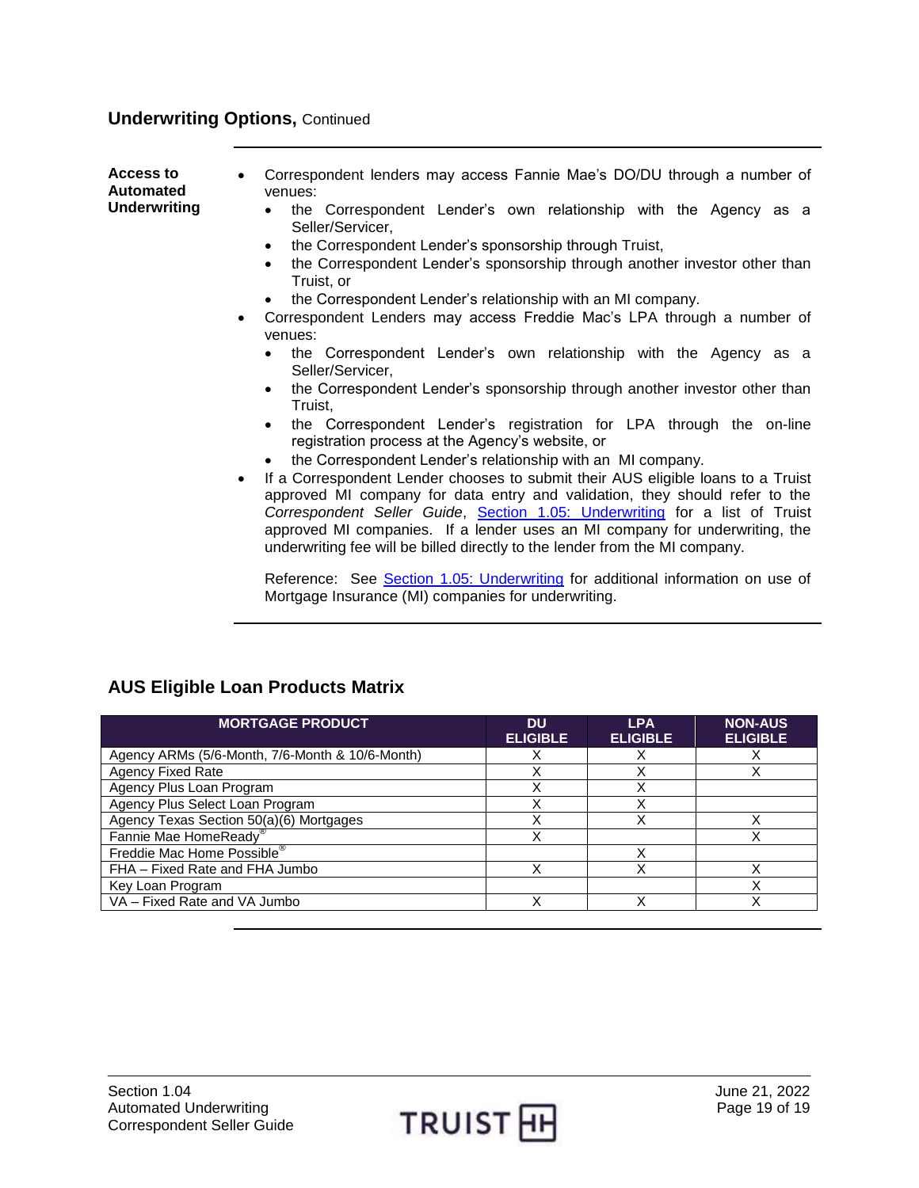## Underwriting Options, Continued

**Access to Automated Underwriting**

- Correspondent lenders may access Fannie Mae's DO/DU through a number of venues:
  - the Correspondent Lender's own relationship with the Agency as a Seller/Servicer,
  - the Correspondent Lender's sponsorship through Truist,
  - the Correspondent Lender's sponsorship through another investor other than Truist, or
  - the Correspondent Lender's relationship with an MI company.
- Correspondent Lenders may access Freddie Mac's LPA through a number of venues:
  - the Correspondent Lender's own relationship with the Agency as a Seller/Servicer,
  - the Correspondent Lender's sponsorship through another investor other than Truist,
  - the Correspondent Lender's registration for LPA through the on-line registration process at the Agency's website, or
  - the Correspondent Lender's relationship with an MI company.
- If a Correspondent Lender chooses to submit their AUS eligible loans to a Truist approved MI company for data entry and validation, they should refer to the *Correspondent Seller Guide*, Section 1.05: Underwriting for a list of Truist approved MI companies. If a lender uses an MI company for underwriting, the underwriting fee will be billed directly to the lender from the MI company.

Reference: See Section 1.05: Underwriting for additional information on use of Mortgage Insurance (MI) companies for underwriting.

## AUS Eligible Loan Products Matrix

| MORTGAGE PRODUCT | DU ELIGIBLE | LPA ELIGIBLE | NON-AUS ELIGIBLE |
|---|---|---|---|
| Agency ARMs (5/6-Month, 7/6-Month & 10/6-Month) | X | X | X |
| Agency Fixed Rate | X | X | X |
| Agency Plus Loan Program | X | X | |
| Agency Plus Select Loan Program | X | X | |
| Agency Texas Section 50(a)(6) Mortgages | X | X | X |
| Fannie Mae HomeReady® | X | | X |
| Freddie Mac Home Possible® | | X | |
| FHA – Fixed Rate and FHA Jumbo | X | X | X |
| Key Loan Program | | | X |
| VA – Fixed Rate and VA Jumbo | X | X | X |